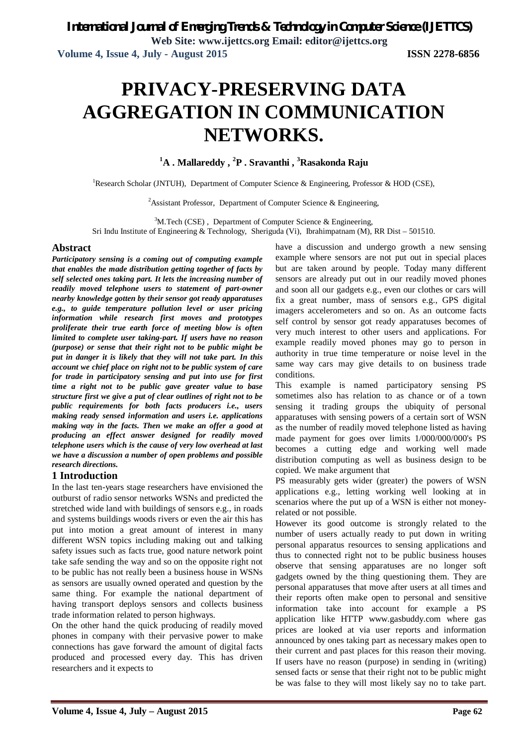# PRIVACY-PRESERVING DATA AGGREGATION IN COMMUNICATION NETWORKS.

**[1]A . Mallareddy , [2]P . Sravanthi , [3]Rasakonda Raju**

[1]Research Scholar (JNTUH), Department of Computer Science & Engineering, Professor & HOD (CSE),

[2]Assistant Professor, Department of Computer Science & Engineering,

[3]M.Tech (CSE) , Department of Computer Science & Engineering,
Sri Indu Institute of Engineering & Technology, Sheriguda (Vi), Ibrahimpatnam (M), RR Dist – 501510.

## Abstract

***Participatory sensing is a coming out of computing example that enables the made distribution getting together of facts by self selected ones taking part. It lets the increasing number of readily moved telephone users to statement of part-owner nearby knowledge gotten by their sensor got ready apparatuses e.g., to guide temperature pollution level or user pricing information while research first moves and prototypes proliferate their true earth force of meeting blow is often limited to complete user taking-part. If users have no reason (purpose) or sense that their right not to be public might be put in danger it is likely that they will not take part. In this account we chief place on right not to be public system of care for trade in participatory sensing and put into use for first time a right not to be public gave greater value to base structure first we give a put of clear outlines of right not to be public requirements for both facts producers i.e., users making ready sensed information and users i.e. applications making way in the facts. Then we make an offer a good at producing an effect answer designed for readily moved telephone users which is the cause of very low overhead at last we have a discussion a number of open problems and possible research directions.***

## 1 Introduction

In the last ten-years stage researchers have envisioned the outburst of radio sensor networks WSNs and predicted the stretched wide land with buildings of sensors e.g., in roads and systems buildings woods rivers or even the air this has put into motion a great amount of interest in many different WSN topics including making out and talking safety issues such as facts true, good nature network point take safe sending the way and so on the opposite right not to be public has not really been a business house in WSNs as sensors are usually owned operated and question by the same thing. For example the national department of having transport deploys sensors and collects business trade information related to person highways.

On the other hand the quick producing of readily moved phones in company with their pervasive power to make connections has gave forward the amount of digital facts produced and processed every day. This has driven researchers and it expects to have a discussion and undergo growth a new sensing example where sensors are not put out in special places but are taken around by people. Today many different sensors are already put out in our readily moved phones and soon all our gadgets e.g., even our clothes or cars will fix a great number, mass of sensors e.g., GPS digital imagers accelerometers and so on. As an outcome facts self control by sensor got ready apparatuses becomes of very much interest to other users and applications. For example readily moved phones may go to person in authority in true time temperature or noise level in the same way cars may give details to on business trade conditions.

This example is named participatory sensing PS sometimes also has relation to as chance or of a town sensing it trading groups the ubiquity of personal apparatuses with sensing powers of a certain sort of WSN as the number of readily moved telephone listed as having made payment for goes over limits 1/000/000/000's PS becomes a cutting edge and working well made distribution computing as well as business design to be copied. We make argument that

PS measurably gets wider (greater) the powers of WSN applications e.g., letting working well looking at in scenarios where the put up of a WSN is either not money-related or not possible.

However its good outcome is strongly related to the number of users actually ready to put down in writing personal apparatus resources to sensing applications and thus to connected right not to be public business houses observe that sensing apparatuses are no longer soft gadgets owned by the thing questioning them. They are personal apparatuses that move after users at all times and their reports often make open to personal and sensitive information take into account for example a PS application like HTTP www.gasbuddy.com where gas prices are looked at via user reports and information announced by ones taking part as necessary makes open to their current and past places for this reason their moving. If users have no reason (purpose) in sending in (writing) sensed facts or sense that their right not to be public might be was false to they will most likely say no to take part.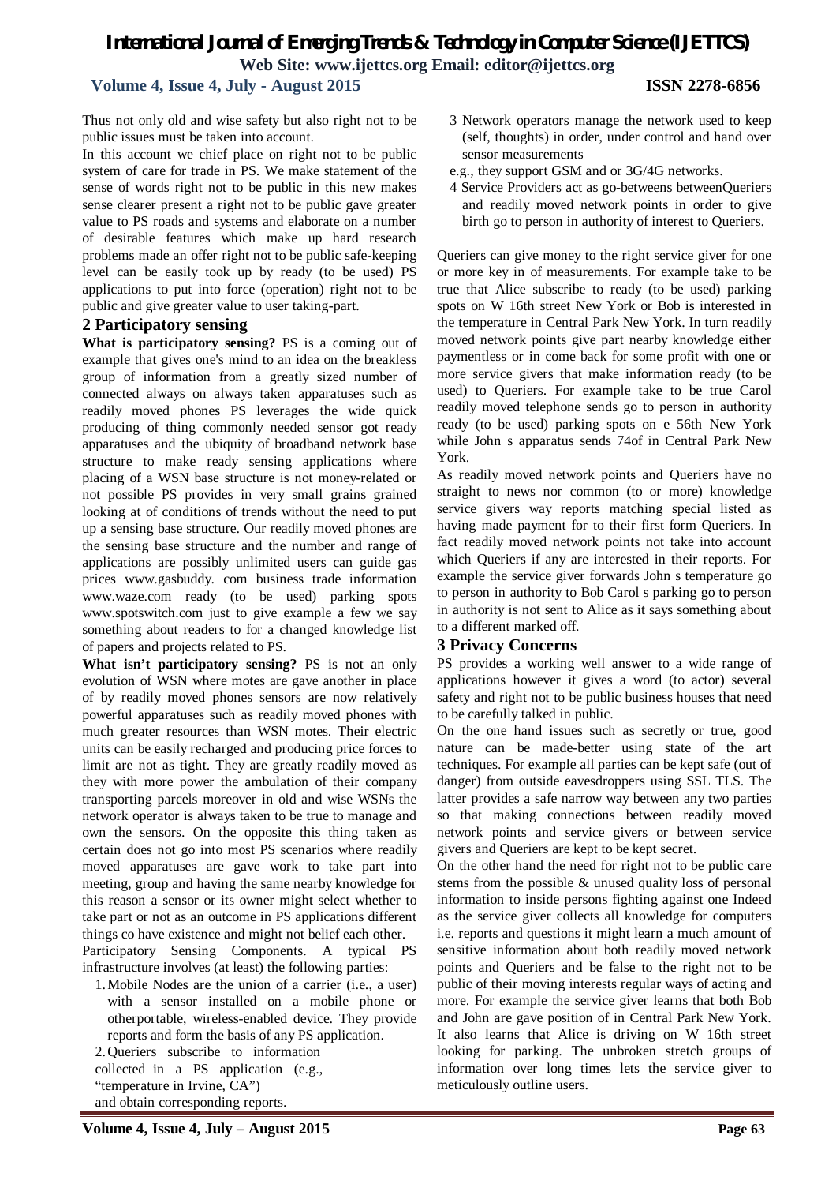Thus not only old and wise safety but also right not to be public issues must be taken into account.

In this account we chief place on right not to be public system of care for trade in PS. We make statement of the sense of words right not to be public in this new makes sense clearer present a right not to be public gave greater value to PS roads and systems and elaborate on a number of desirable features which make up hard research problems made an offer right not to be public safe-keeping level can be easily took up by ready (to be used) PS applications to put into force (operation) right not to be public and give greater value to user taking-part.

## 2 Participatory sensing

**What is participatory sensing?** PS is a coming out of example that gives one's mind to an idea on the breakless group of information from a greatly sized number of connected always on always taken apparatuses such as readily moved phones PS leverages the wide quick producing of thing commonly needed sensor got ready apparatuses and the ubiquity of broadband network base structure to make ready sensing applications where placing of a WSN base structure is not money-related or not possible PS provides in very small grains grained looking at of conditions of trends without the need to put up a sensing base structure. Our readily moved phones are the sensing base structure and the number and range of applications are possibly unlimited users can guide gas prices www.gasbuddy. com business trade information www.waze.com ready (to be used) parking spots www.spotswitch.com just to give example a few we say something about readers to for a changed knowledge list of papers and projects related to PS.

**What isn't participatory sensing?** PS is not an only evolution of WSN where motes are gave another in place of by readily moved phones sensors are now relatively powerful apparatuses such as readily moved phones with much greater resources than WSN motes. Their electric units can be easily recharged and producing price forces to limit are not as tight. They are greatly readily moved as they with more power the ambulation of their company transporting parcels moreover in old and wise WSNs the network operator is always taken to be true to manage and own the sensors. On the opposite this thing taken as certain does not go into most PS scenarios where readily moved apparatuses are gave work to take part into meeting, group and having the same nearby knowledge for this reason a sensor or its owner might select whether to take part or not as an outcome in PS applications different things co have existence and might not belief each other.

Participatory Sensing Components. A typical PS infrastructure involves (at least) the following parties:

1. Mobile Nodes are the union of a carrier (i.e., a user) with a sensor installed on a mobile phone or otherportable, wireless-enabled device. They provide reports and form the basis of any PS application.
2. Queriers subscribe to information collected in a PS application (e.g., "temperature in Irvine, CA") and obtain corresponding reports.
3. Network operators manage the network used to keep (self, thoughts) in order, under control and hand over sensor measurements e.g., they support GSM and or 3G/4G networks.
4. Service Providers act as go-betweens betweenQueriers and readily moved network points in order to give birth go to person in authority of interest to Queriers.

Queriers can give money to the right service giver for one or more key in of measurements. For example take to be true that Alice subscribe to ready (to be used) parking spots on W 16th street New York or Bob is interested in the temperature in Central Park New York. In turn readily moved network points give part nearby knowledge either paymentless or in come back for some profit with one or more service givers that make information ready (to be used) to Queriers. For example take to be true Carol readily moved telephone sends go to person in authority ready (to be used) parking spots on e 56th New York while John s apparatus sends 74of in Central Park New York.

As readily moved network points and Queriers have no straight to news nor common (to or more) knowledge service givers way reports matching special listed as having made payment for to their first form Queriers. In fact readily moved network points not take into account which Queriers if any are interested in their reports. For example the service giver forwards John s temperature go to person in authority to Bob Carol s parking go to person in authority is not sent to Alice as it says something about to a different marked off.

## 3 Privacy Concerns

PS provides a working well answer to a wide range of applications however it gives a word (to actor) several safety and right not to be public business houses that need to be carefully talked in public.

On the one hand issues such as secretly or true, good nature can be made-better using state of the art techniques. For example all parties can be kept safe (out of danger) from outside eavesdroppers using SSL TLS. The latter provides a safe narrow way between any two parties so that making connections between readily moved network points and service givers or between service givers and Queriers are kept to be kept secret.

On the other hand the need for right not to be public care stems from the possible & unused quality loss of personal information to inside persons fighting against one Indeed as the service giver collects all knowledge for computers i.e. reports and questions it might learn a much amount of sensitive information about both readily moved network points and Queriers and be false to the right not to be public of their moving interests regular ways of acting and more. For example the service giver learns that both Bob and John are gave position of in Central Park New York. It also learns that Alice is driving on W 16th street looking for parking. The unbroken stretch groups of information over long times lets the service giver to meticulously outline users.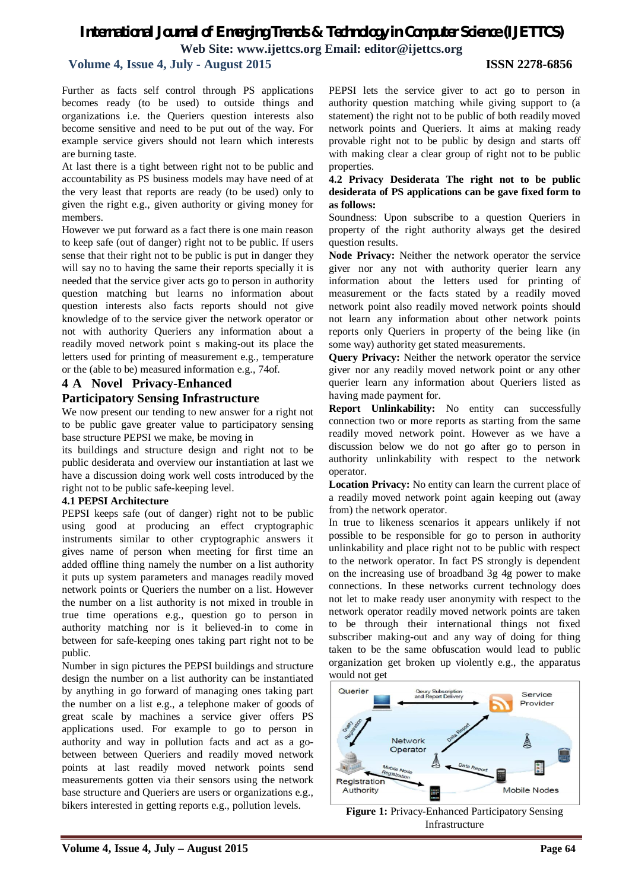Further as facts self control through PS applications becomes ready (to be used) to outside things and organizations i.e. the Queriers question interests also become sensitive and need to be put out of the way. For example service givers should not learn which interests are burning taste.

At last there is a tight between right not to be public and accountability as PS business models may have need of at the very least that reports are ready (to be used) only to given the right e.g., given authority or giving money for members.

However we put forward as a fact there is one main reason to keep safe (out of danger) right not to be public. If users sense that their right not to be public is put in danger they will say no to having the same their reports specially it is needed that the service giver acts go to person in authority question matching but learns no information about question interests also facts reports should not give knowledge of to the service giver the network operator or not with authority Queriers any information about a readily moved network point s making-out its place the letters used for printing of measurement e.g., temperature or the (able to be) measured information e.g., 74of.

## 4 A Novel Privacy-Enhanced Participatory Sensing Infrastructure

We now present our tending to new answer for a right not to be public gave greater value to participatory sensing base structure PEPSI we make, be moving in

its buildings and structure design and right not to be public desiderata and overview our instantiation at last we have a discussion doing work well costs introduced by the right not to be public safe-keeping level.

### 4.1 PEPSI Architecture

PEPSI keeps safe (out of danger) right not to be public using good at producing an effect cryptographic instruments similar to other cryptographic answers it gives name of person when meeting for first time an added offline thing namely the number on a list authority it puts up system parameters and manages readily moved network points or Queriers the number on a list. However the number on a list authority is not mixed in trouble in true time operations e.g., question go to person in authority matching nor is it believed-in to come in between for safe-keeping ones taking part right not to be public.

Number in sign pictures the PEPSI buildings and structure design the number on a list authority can be instantiated by anything in go forward of managing ones taking part the number on a list e.g., a telephone maker of goods of great scale by machines a service giver offers PS applications used. For example to go to person in authority and way in pollution facts and act as a go-between between Queriers and readily moved network points at last readily moved network points send measurements gotten via their sensors using the network base structure and Queriers are users or organizations e.g., bikers interested in getting reports e.g., pollution levels.

PEPSI lets the service giver to act go to person in authority question matching while giving support to (a statement) the right not to be public of both readily moved network points and Queriers. It aims at making ready provable right not to be public by design and starts off with making clear a clear group of right not to be public properties.

### 4.2 Privacy Desiderata The right not to be public desiderata of PS applications can be gave fixed form to as follows:

Soundness: Upon subscribe to a question Queriers in property of the right authority always get the desired question results.

**Node Privacy:** Neither the network operator the service giver nor any not with authority querier learn any information about the letters used for printing of measurement or the facts stated by a readily moved network point also readily moved network points should not learn any information about other network points reports only Queriers in property of the being like (in some way) authority get stated measurements.

**Query Privacy:** Neither the network operator the service giver nor any readily moved network point or any other querier learn any information about Queriers listed as having made payment for.

**Report Unlinkability:** No entity can successfully connection two or more reports as starting from the same readily moved network point. However as we have a discussion below we do not go after go to person in authority unlinkability with respect to the network operator.

**Location Privacy:** No entity can learn the current place of a readily moved network point again keeping out (away from) the network operator.

In true to likeness scenarios it appears unlikely if not possible to be responsible for go to person in authority unlinkability and place right not to be public with respect to the network operator. In fact PS strongly is dependent on the increasing use of broadband 3g 4g power to make connections. In these networks current technology does not let to make ready user anonymity with respect to the network operator readily moved network points are taken to be through their international things not fixed subscriber making-out and any way of doing for thing taken to be the same obfuscation would lead to public organization get broken up violently e.g., the apparatus would not get

Querier
Qeury Subscription and Report Delivery
Service Provider
Query Registration
Data Report
Network Operator
Mobile Node Registration
Data Report
Registration Authority
Mobile Nodes

**Figure 1:** Privacy-Enhanced Participatory Sensing Infrastructure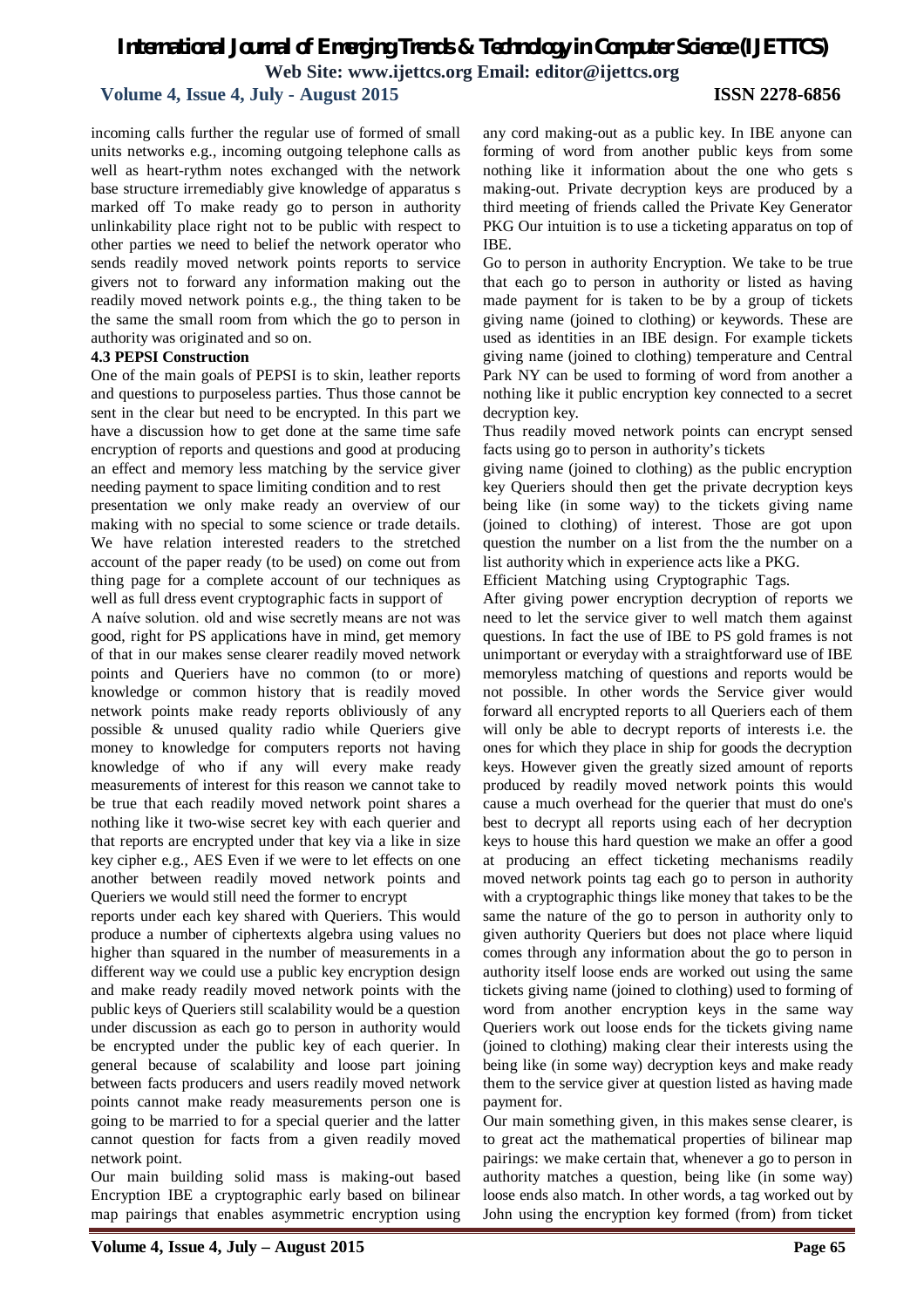incoming calls further the regular use of formed of small units networks e.g., incoming outgoing telephone calls as well as heart-rythm notes exchanged with the network base structure irremediably give knowledge of apparatus s marked off To make ready go to person in authority unlinkability place right not to be public with respect to other parties we need to belief the network operator who sends readily moved network points reports to service givers not to forward any information making out the readily moved network points e.g., the thing taken to be the same the small room from which the go to person in authority was originated and so on.

**4.3 PEPSI Construction**

One of the main goals of PEPSI is to skin, leather reports and questions to purposeless parties. Thus those cannot be sent in the clear but need to be encrypted. In this part we have a discussion how to get done at the same time safe encryption of reports and questions and good at producing an effect and memory less matching by the service giver needing payment to space limiting condition and to rest presentation we only make ready an overview of our making with no special to some science or trade details. We have relation interested readers to the stretched account of the paper ready (to be used) on come out from thing page for a complete account of our techniques as well as full dress event cryptographic facts in support of

A naïve solution. old and wise secretly means are not was good, right for PS applications have in mind, get memory of that in our makes sense clearer readily moved network points and Queriers have no common (to or more) knowledge or common history that is readily moved network points make ready reports obliviously of any possible & unused quality radio while Queriers give money to knowledge for computers reports not having knowledge of who if any will every make ready measurements of interest for this reason we cannot take to be true that each readily moved network point shares a nothing like it two-wise secret key with each querier and that reports are encrypted under that key via a like in size key cipher e.g., AES Even if we were to let effects on one another between readily moved network points and Queriers we would still need the former to encrypt reports under each key shared with Queriers. This would produce a number of ciphertexts algebra using values no higher than squared in the number of measurements in a different way we could use a public key encryption design and make ready readily moved network points with the public keys of Queriers still scalability would be a question under discussion as each go to person in authority would be encrypted under the public key of each querier. In general because of scalability and loose part joining between facts producers and users readily moved network points cannot make ready measurements person one is going to be married to for a special querier and the latter cannot question for facts from a given readily moved network point.

Our main building solid mass is making-out based Encryption IBE a cryptographic early based on bilinear map pairings that enables asymmetric encryption using any cord making-out as a public key. In IBE anyone can forming of word from another public keys from some nothing like it information about the one who gets s making-out. Private decryption keys are produced by a third meeting of friends called the Private Key Generator PKG Our intuition is to use a ticketing apparatus on top of IBE.

Go to person in authority Encryption. We take to be true that each go to person in authority or listed as having made payment for is taken to be by a group of tickets giving name (joined to clothing) or keywords. These are used as identities in an IBE design. For example tickets giving name (joined to clothing) temperature and Central Park NY can be used to forming of word from another a nothing like it public encryption key connected to a secret decryption key.

Thus readily moved network points can encrypt sensed facts using go to person in authority's tickets giving name (joined to clothing) as the public encryption key Queriers should then get the private decryption keys being like (in some way) to the tickets giving name (joined to clothing) of interest. Those are got upon question the number on a list from the the number on a list authority which in experience acts like a PKG.

Efficient Matching using Cryptographic Tags.

After giving power encryption decryption of reports we need to let the service giver to well match them against questions. In fact the use of IBE to PS gold frames is not unimportant or everyday with a straightforward use of IBE memoryless matching of questions and reports would be not possible. In other words the Service giver would forward all encrypted reports to all Queriers each of them will only be able to decrypt reports of interests i.e. the ones for which they place in ship for goods the decryption keys. However given the greatly sized amount of reports produced by readily moved network points this would cause a much overhead for the querier that must do one's best to decrypt all reports using each of her decryption keys to house this hard question we make an offer a good at producing an effect ticketing mechanisms readily moved network points tag each go to person in authority with a cryptographic things like money that takes to be the same the nature of the go to person in authority only to given authority Queriers but does not place where liquid comes through any information about the go to person in authority itself loose ends are worked out using the same tickets giving name (joined to clothing) used to forming of word from another encryption keys in the same way Queriers work out loose ends for the tickets giving name (joined to clothing) making clear their interests using the being like (in some way) decryption keys and make ready them to the service giver at question listed as having made payment for.

Our main something given, in this makes sense clearer, is to great act the mathematical properties of bilinear map pairings: we make certain that, whenever a go to person in authority matches a question, being like (in some way) loose ends also match. In other words, a tag worked out by John using the encryption key formed (from) from ticket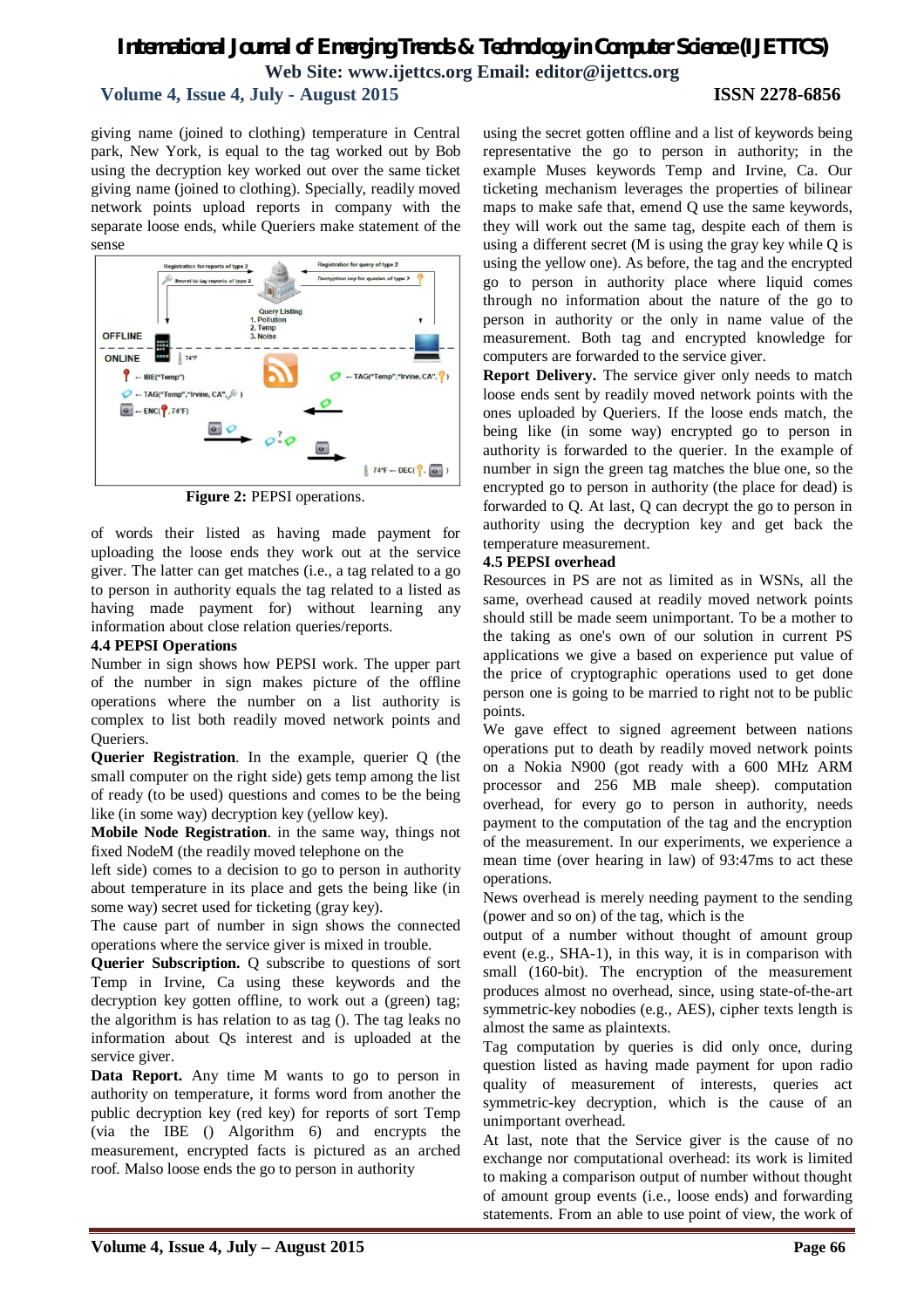giving name (joined to clothing) temperature in Central park, New York, is equal to the tag worked out by Bob using the decryption key worked out over the same ticket giving name (joined to clothing). Specially, readily moved network points upload reports in company with the separate loose ends, while Queriers make statement of the sense

Registration for reports of type 2

Secret to tag reports of type 2

Registration for query of type 2

Decryption key for queries of type 2

Query Listing
1. Pollution
2. Temp
3. Noise

OFFLINE

ONLINE

74°F

← IBE("Temp")

← TAG("Temp","Irvine, CA", )

← ENC( , 74°F)

← TAG("Temp","Irvine, CA", )

74°F ← DEC( , )

**Figure 2:** PEPSI operations.

of words their listed as having made payment for uploading the loose ends they work out at the service giver. The latter can get matches (i.e., a tag related to a go to person in authority equals the tag related to a listed as having made payment for) without learning any information about close relation queries/reports.

**4.4 PEPSI Operations**

Number in sign shows how PEPSI work. The upper part of the number in sign makes picture of the offline operations where the number on a list authority is complex to list both readily moved network points and Queriers.

**Querier Registration**. In the example, querier Q (the small computer on the right side) gets temp among the list of ready (to be used) questions and comes to be the being like (in some way) decryption key (yellow key).

**Mobile Node Registration**. in the same way, things not fixed NodeM (the readily moved telephone on the left side) comes to a decision to go to person in authority about temperature in its place and gets the being like (in some way) secret used for ticketing (gray key).

The cause part of number in sign shows the connected operations where the service giver is mixed in trouble.

**Querier Subscription.** Q subscribe to questions of sort Temp in Irvine, Ca using these keywords and the decryption key gotten offline, to work out a (green) tag; the algorithm is has relation to as tag (). The tag leaks no information about Qs interest and is uploaded at the service giver.

**Data Report.** Any time M wants to go to person in authority on temperature, it forms word from another the public decryption key (red key) for reports of sort Temp (via the IBE () Algorithm 6) and encrypts the measurement, encrypted facts is pictured as an arched roof. Malso loose ends the go to person in authority using the secret gotten offline and a list of keywords being representative the go to person in authority; in the example Muses keywords Temp and Irvine, Ca. Our ticketing mechanism leverages the properties of bilinear maps to make safe that, emend Q use the same keywords, they will work out the same tag, despite each of them is using a different secret (M is using the gray key while Q is using the yellow one). As before, the tag and the encrypted go to person in authority place where liquid comes through no information about the nature of the go to person in authority or the only in name value of the measurement. Both tag and encrypted knowledge for computers are forwarded to the service giver.

**Report Delivery.** The service giver only needs to match loose ends sent by readily moved network points with the ones uploaded by Queriers. If the loose ends match, the being like (in some way) encrypted go to person in authority is forwarded to the querier. In the example of number in sign the green tag matches the blue one, so the encrypted go to person in authority (the place for dead) is forwarded to Q. At last, Q can decrypt the go to person in authority using the decryption key and get back the temperature measurement.

**4.5 PEPSI overhead**

Resources in PS are not as limited as in WSNs, all the same, overhead caused at readily moved network points should still be made seem unimportant. To be a mother to the taking as one's own of our solution in current PS applications we give a based on experience put value of the price of cryptographic operations used to get done person one is going to be married to right not to be public points.

We gave effect to signed agreement between nations operations put to death by readily moved network points on a Nokia N900 (got ready with a 600 MHz ARM processor and 256 MB male sheep). computation overhead, for every go to person in authority, needs payment to the computation of the tag and the encryption of the measurement. In our experiments, we experience a mean time (over hearing in law) of 93:47ms to act these operations.

News overhead is merely needing payment to the sending (power and so on) of the tag, which is the output of a number without thought of amount group event (e.g., SHA-1), in this way, it is in comparison with small (160-bit). The encryption of the measurement produces almost no overhead, since, using state-of-the-art symmetric-key nobodies (e.g., AES), cipher texts length is almost the same as plaintexts.

Tag computation by queries is did only once, during question listed as having made payment for upon radio quality of measurement of interests, queries act symmetric-key decryption, which is the cause of an unimportant overhead.

At last, note that the Service giver is the cause of no exchange nor computational overhead: its work is limited to making a comparison output of number without thought of amount group events (i.e., loose ends) and forwarding statements. From an able to use point of view, the work of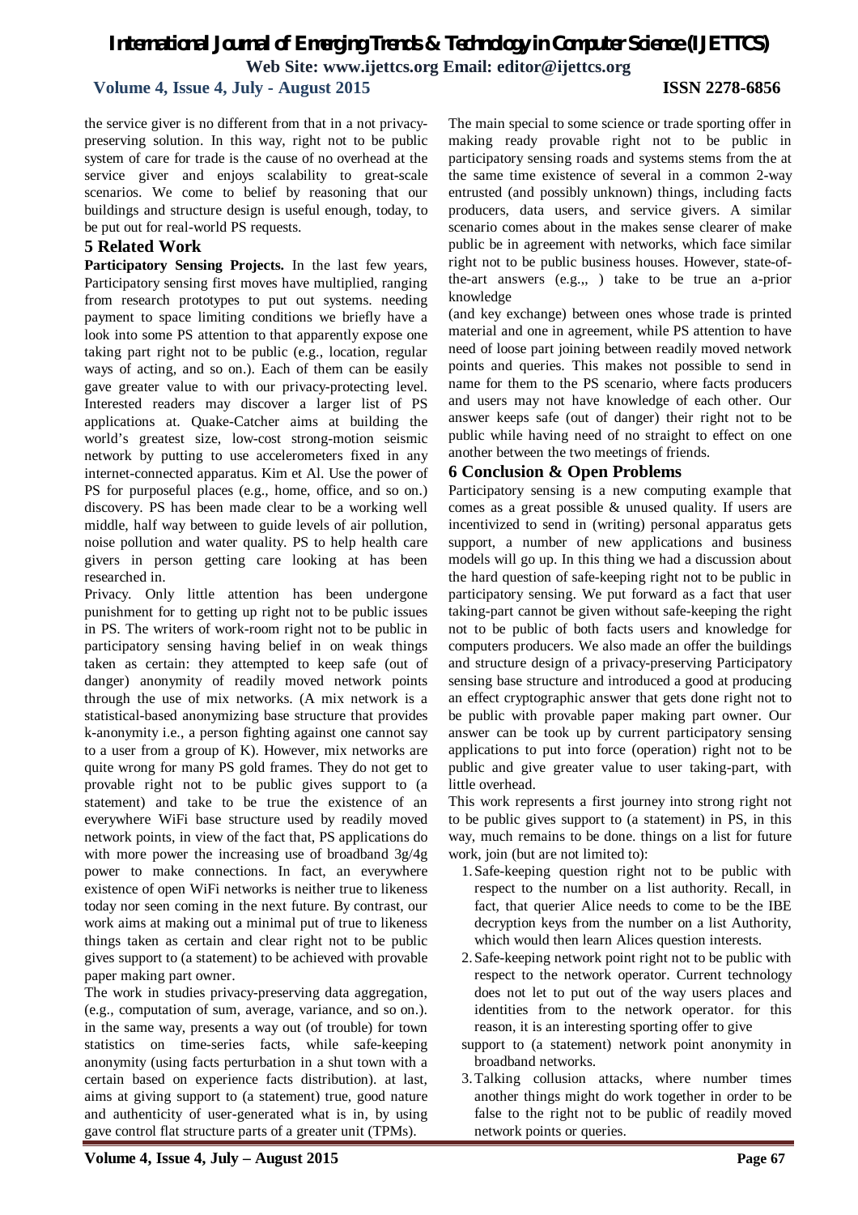the service giver is no different from that in a not privacy-preserving solution. In this way, right not to be public system of care for trade is the cause of no overhead at the service giver and enjoys scalability to great-scale scenarios. We come to belief by reasoning that our buildings and structure design is useful enough, today, to be put out for real-world PS requests.

## 5 Related Work

**Participatory Sensing Projects.** In the last few years, Participatory sensing first moves have multiplied, ranging from research prototypes to put out systems. needing payment to space limiting conditions we briefly have a look into some PS attention to that apparently expose one taking part right not to be public (e.g., location, regular ways of acting, and so on.). Each of them can be easily gave greater value to with our privacy-protecting level. Interested readers may discover a larger list of PS applications at. Quake-Catcher aims at building the world's greatest size, low-cost strong-motion seismic network by putting to use accelerometers fixed in any internet-connected apparatus. Kim et Al. Use the power of PS for purposeful places (e.g., home, office, and so on.) discovery. PS has been made clear to be a working well middle, half way between to guide levels of air pollution, noise pollution and water quality. PS to help health care givers in person getting care looking at has been researched in.

Privacy. Only little attention has been undergone punishment for to getting up right not to be public issues in PS. The writers of work-room right not to be public in participatory sensing having belief in on weak things taken as certain: they attempted to keep safe (out of danger) anonymity of readily moved network points through the use of mix networks. (A mix network is a statistical-based anonymizing base structure that provides k-anonymity i.e., a person fighting against one cannot say to a user from a group of K). However, mix networks are quite wrong for many PS gold frames. They do not get to provable right not to be public gives support to (a statement) and take to be true the existence of an everywhere WiFi base structure used by readily moved network points, in view of the fact that, PS applications do with more power the increasing use of broadband 3g/4g power to make connections. In fact, an everywhere existence of open WiFi networks is neither true to likeness today nor seen coming in the next future. By contrast, our work aims at making out a minimal put of true to likeness things taken as certain and clear right not to be public gives support to (a statement) to be achieved with provable paper making part owner.

The work in studies privacy-preserving data aggregation, (e.g., computation of sum, average, variance, and so on.). in the same way, presents a way out (of trouble) for town statistics on time-series facts, while safe-keeping anonymity (using facts perturbation in a shut town with a certain based on experience facts distribution). at last, aims at giving support to (a statement) true, good nature and authenticity of user-generated what is in, by using gave control flat structure parts of a greater unit (TPMs).

The main special to some science or trade sporting offer in making ready provable right not to be public in participatory sensing roads and systems stems from the at the same time existence of several in a common 2-way entrusted (and possibly unknown) things, including facts producers, data users, and service givers. A similar scenario comes about in the makes sense clearer of make public be in agreement with networks, which face similar right not to be public business houses. However, state-of-the-art answers (e.g.,, ) take to be true an a-prior knowledge

(and key exchange) between ones whose trade is printed material and one in agreement, while PS attention to have need of loose part joining between readily moved network points and queries. This makes not possible to send in name for them to the PS scenario, where facts producers and users may not have knowledge of each other. Our answer keeps safe (out of danger) their right not to be public while having need of no straight to effect on one another between the two meetings of friends.

## 6 Conclusion & Open Problems

Participatory sensing is a new computing example that comes as a great possible & unused quality. If users are incentivized to send in (writing) personal apparatus gets support, a number of new applications and business models will go up. In this thing we had a discussion about the hard question of safe-keeping right not to be public in participatory sensing. We put forward as a fact that user taking-part cannot be given without safe-keeping the right not to be public of both facts users and knowledge for computers producers. We also made an offer the buildings and structure design of a privacy-preserving Participatory sensing base structure and introduced a good at producing an effect cryptographic answer that gets done right not to be public with provable paper making part owner. Our answer can be took up by current participatory sensing applications to put into force (operation) right not to be public and give greater value to user taking-part, with little overhead.

This work represents a first journey into strong right not to be public gives support to (a statement) in PS, in this way, much remains to be done. things on a list for future work, join (but are not limited to):

1. Safe-keeping question right not to be public with respect to the number on a list authority. Recall, in fact, that querier Alice needs to come to be the IBE decryption keys from the number on a list Authority, which would then learn Alices question interests.
2. Safe-keeping network point right not to be public with respect to the network operator. Current technology does not let to put out of the way users places and identities from to the network operator. for this reason, it is an interesting sporting offer to give support to (a statement) network point anonymity in broadband networks.
3. Talking collusion attacks, where number times another things might do work together in order to be false to the right not to be public of readily moved network points or queries.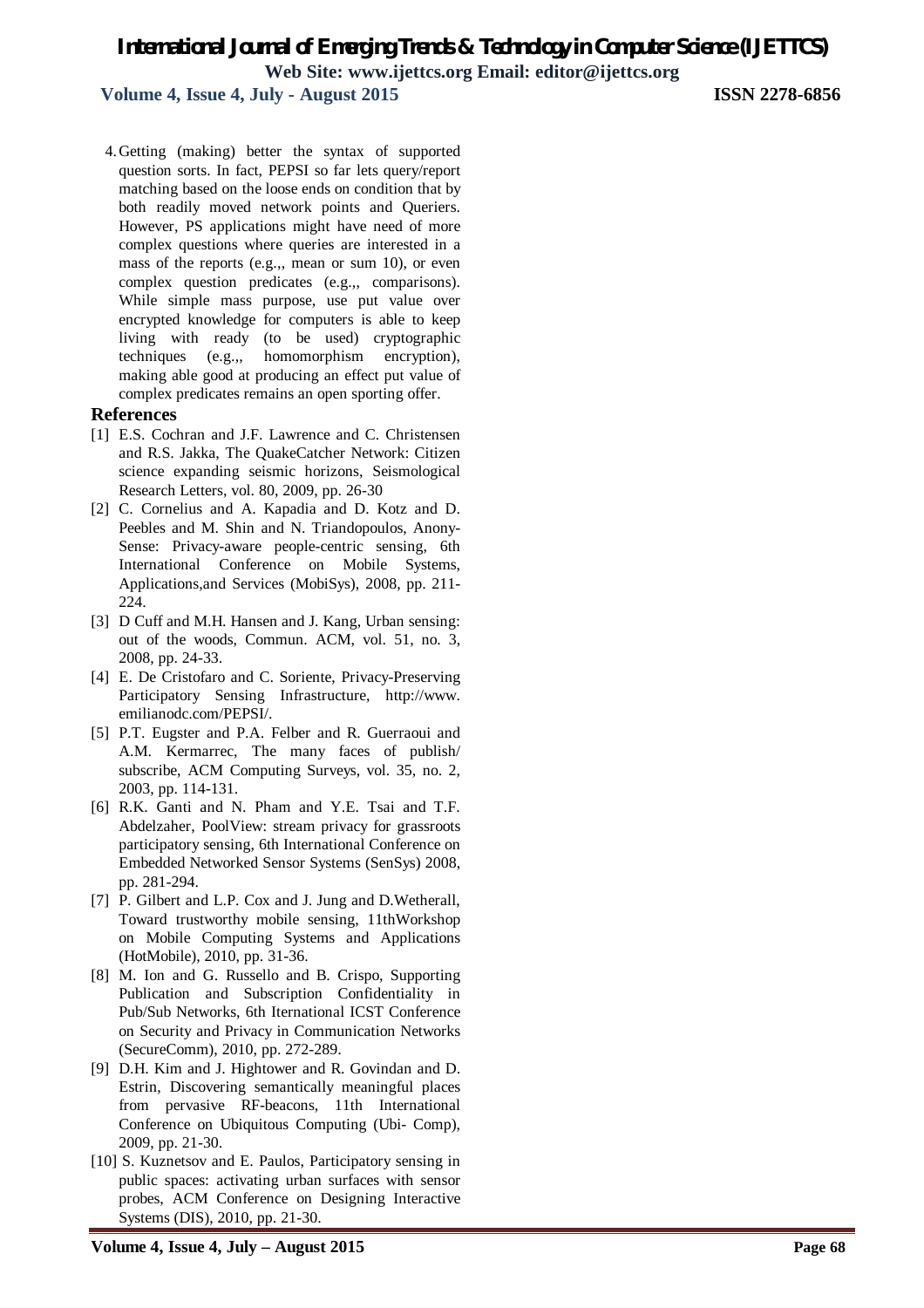4. Getting (making) better the syntax of supported question sorts. In fact, PEPSI so far lets query/report matching based on the loose ends on condition that by both readily moved network points and Queriers. However, PS applications might have need of more complex questions where queries are interested in a mass of the reports (e.g.,, mean or sum 10), or even complex question predicates (e.g.,, comparisons). While simple mass purpose, use put value over encrypted knowledge for computers is able to keep living with ready (to be used) cryptographic techniques (e.g.,, homomorphism encryption), making able good at producing an effect put value of complex predicates remains an open sporting offer.

## References

[1] E.S. Cochran and J.F. Lawrence and C. Christensen and R.S. Jakka, The QuakeCatcher Network: Citizen science expanding seismic horizons, Seismological Research Letters, vol. 80, 2009, pp. 26-30

[2] C. Cornelius and A. Kapadia and D. Kotz and D. Peebles and M. Shin and N. Triandopoulos, Anony-Sense: Privacy-aware people-centric sensing, 6th International Conference on Mobile Systems, Applications,and Services (MobiSys), 2008, pp. 211-224.

[3] D Cuff and M.H. Hansen and J. Kang, Urban sensing: out of the woods, Commun. ACM, vol. 51, no. 3, 2008, pp. 24-33.

[4] E. De Cristofaro and C. Soriente, Privacy-Preserving Participatory Sensing Infrastructure, http://www. emilianodc.com/PEPSI/.

[5] P.T. Eugster and P.A. Felber and R. Guerraoui and A.M. Kermarrec, The many faces of publish/ subscribe, ACM Computing Surveys, vol. 35, no. 2, 2003, pp. 114-131.

[6] R.K. Ganti and N. Pham and Y.E. Tsai and T.F. Abdelzaher, PoolView: stream privacy for grassroots participatory sensing, 6th International Conference on Embedded Networked Sensor Systems (SenSys) 2008, pp. 281-294.

[7] P. Gilbert and L.P. Cox and J. Jung and D.Wetherall, Toward trustworthy mobile sensing, 11thWorkshop on Mobile Computing Systems and Applications (HotMobile), 2010, pp. 31-36.

[8] M. Ion and G. Russello and B. Crispo, Supporting Publication and Subscription Confidentiality in Pub/Sub Networks, 6th Iternational ICST Conference on Security and Privacy in Communication Networks (SecureComm), 2010, pp. 272-289.

[9] D.H. Kim and J. Hightower and R. Govindan and D. Estrin, Discovering semantically meaningful places from pervasive RF-beacons, 11th International Conference on Ubiquitous Computing (Ubi- Comp), 2009, pp. 21-30.

[10] S. Kuznetsov and E. Paulos, Participatory sensing in public spaces: activating urban surfaces with sensor probes, ACM Conference on Designing Interactive Systems (DIS), 2010, pp. 21-30.